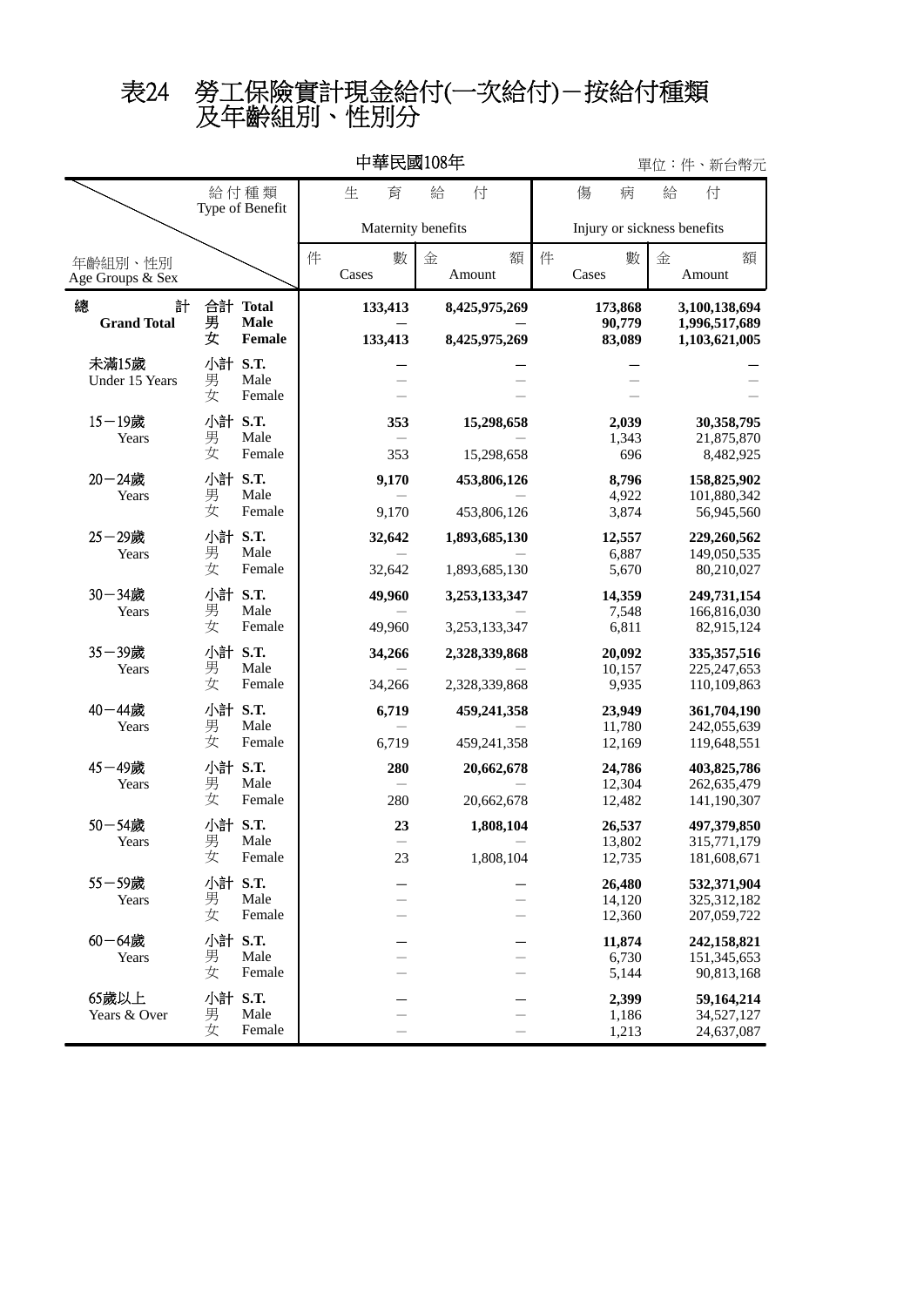# 表24 勞工保險實計現金給付(一次給付)－按給付種類及年齡組別、性別分

中華民國108年

單位：件、新台幣元

| 年齡組別、性別 Age Groups & Sex | | 生育給付 Maternity benefits 件數 Cases | 生育給付 Maternity benefits 金額 Amount | 傷病給付 Injury or sickness benefits 件數 Cases | 傷病給付 Injury or sickness benefits 金額 Amount |
|---|---|---|---|---|---|
| **總計 Grand Total** | **合計 Total** | **133,413** | **8,425,975,269** | **173,868** | **3,100,138,694** |
| | **男 Male** | **—** | **—** | **90,779** | **1,996,517,689** |
| | **女 Female** | **133,413** | **8,425,975,269** | **83,089** | **1,103,621,005** |
| 未滿15歲 Under 15 Years | **小計 S.T.** | **—** | **—** | **—** | **—** |
| | 男 Male | — | — | — | — |
| | 女 Female | — | — | — | — |
| 15－19歲 Years | **小計 S.T.** | **353** | **15,298,658** | **2,039** | **30,358,795** |
| | 男 Male | — | — | 1,343 | 21,875,870 |
| | 女 Female | 353 | 15,298,658 | 696 | 8,482,925 |
| 20－24歲 Years | **小計 S.T.** | **9,170** | **453,806,126** | **8,796** | **158,825,902** |
| | 男 Male | — | — | 4,922 | 101,880,342 |
| | 女 Female | 9,170 | 453,806,126 | 3,874 | 56,945,560 |
| 25－29歲 Years | **小計 S.T.** | **32,642** | **1,893,685,130** | **12,557** | **229,260,562** |
| | 男 Male | — | — | 6,887 | 149,050,535 |
| | 女 Female | 32,642 | 1,893,685,130 | 5,670 | 80,210,027 |
| 30－34歲 Years | **小計 S.T.** | **49,960** | **3,253,133,347** | **14,359** | **249,731,154** |
| | 男 Male | — | — | 7,548 | 166,816,030 |
| | 女 Female | 49,960 | 3,253,133,347 | 6,811 | 82,915,124 |
| 35－39歲 Years | **小計 S.T.** | **34,266** | **2,328,339,868** | **20,092** | **335,357,516** |
| | 男 Male | — | — | 10,157 | 225,247,653 |
| | 女 Female | 34,266 | 2,328,339,868 | 9,935 | 110,109,863 |
| 40－44歲 Years | **小計 S.T.** | **6,719** | **459,241,358** | **23,949** | **361,704,190** |
| | 男 Male | — | — | 11,780 | 242,055,639 |
| | 女 Female | 6,719 | 459,241,358 | 12,169 | 119,648,551 |
| 45－49歲 Years | **小計 S.T.** | **280** | **20,662,678** | **24,786** | **403,825,786** |
| | 男 Male | — | — | 12,304 | 262,635,479 |
| | 女 Female | 280 | 20,662,678 | 12,482 | 141,190,307 |
| 50－54歲 Years | **小計 S.T.** | **23** | **1,808,104** | **26,537** | **497,379,850** |
| | 男 Male | — | — | 13,802 | 315,771,179 |
| | 女 Female | 23 | 1,808,104 | 12,735 | 181,608,671 |
| 55－59歲 Years | **小計 S.T.** | **—** | **—** | **26,480** | **532,371,904** |
| | 男 Male | — | — | 14,120 | 325,312,182 |
| | 女 Female | — | — | 12,360 | 207,059,722 |
| 60－64歲 Years | **小計 S.T.** | **—** | **—** | **11,874** | **242,158,821** |
| | 男 Male | — | — | 6,730 | 151,345,653 |
| | 女 Female | — | — | 5,144 | 90,813,168 |
| 65歲以上 Years & Over | **小計 S.T.** | **—** | **—** | **2,399** | **59,164,214** |
| | 男 Male | — | — | 1,186 | 34,527,127 |
| | 女 Female | — | — | 1,213 | 24,637,087 |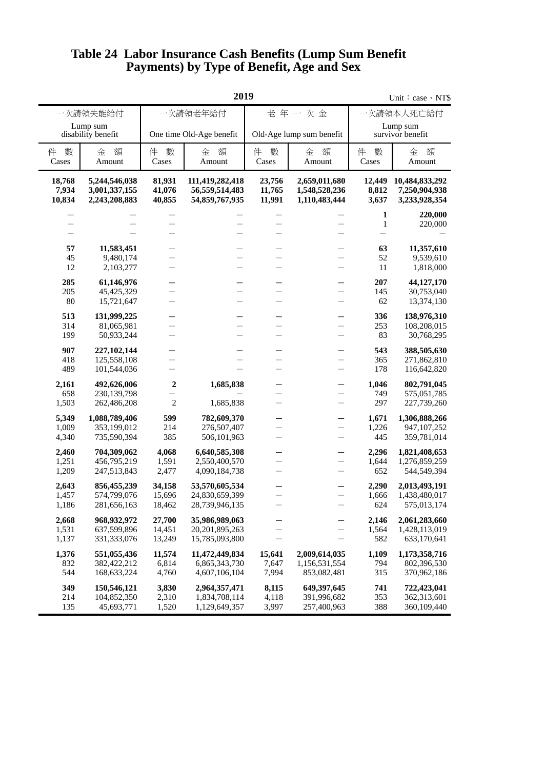# Table 24 Labor Insurance Cash Benefits (Lump Sum Benefit Payments) by Type of Benefit, Age and Sex

2019

Unit：case、NT$

| 一次請領失能給付 Lump sum disability benefit | | 一次請領老年給付 One time Old-Age benefit | | 老年一次金 Old-Age lump sum benefit | | 一次請領本人死亡給付 Lump sum survivor benefit | |
|---|---|---|---|---|---|---|---|
| 件數 Cases | 金額 Amount | 件數 Cases | 金額 Amount | 件數 Cases | 金額 Amount | 件數 Cases | 金額 Amount |
| **18,768** | **5,244,546,038** | **81,931** | **111,419,282,418** | **23,756** | **2,659,011,680** | **12,449** | **10,484,833,292** |
| 7,934 | 3,001,337,155 | 41,076 | 56,559,514,483 | 11,765 | 1,548,528,236 | 8,812 | 7,250,904,938 |
| 10,834 | 2,243,208,883 | 40,855 | 54,859,767,935 | 11,991 | 1,110,483,444 | 3,637 | 3,233,928,354 |
| **—** | **—** | **—** | **—** | **—** | **—** | **1** | **220,000** |
| — | — | — | — | — | — | 1 | 220,000 |
| — | — | — | — | — | — | — | — |
| **57** | **11,583,451** | **—** | **—** | **—** | **—** | **63** | **11,357,610** |
| 45 | 9,480,174 | — | — | — | — | 52 | 9,539,610 |
| 12 | 2,103,277 | — | — | — | — | 11 | 1,818,000 |
| **285** | **61,146,976** | **—** | **—** | **—** | **—** | **207** | **44,127,170** |
| 205 | 45,425,329 | — | — | — | — | 145 | 30,753,040 |
| 80 | 15,721,647 | — | — | — | — | 62 | 13,374,130 |
| **513** | **131,999,225** | **—** | **—** | **—** | **—** | **336** | **138,976,310** |
| 314 | 81,065,981 | — | — | — | — | 253 | 108,208,015 |
| 199 | 50,933,244 | — | — | — | — | 83 | 30,768,295 |
| **907** | **227,102,144** | **—** | **—** | **—** | **—** | **543** | **388,505,630** |
| 418 | 125,558,108 | — | — | — | — | 365 | 271,862,810 |
| 489 | 101,544,036 | — | — | — | — | 178 | 116,642,820 |
| **2,161** | **492,626,006** | **2** | **1,685,838** | **—** | **—** | **1,046** | **802,791,045** |
| 658 | 230,139,798 | — | — | — | — | 749 | 575,051,785 |
| 1,503 | 262,486,208 | 2 | 1,685,838 | — | — | 297 | 227,739,260 |
| **5,349** | **1,088,789,406** | **599** | **782,609,370** | **—** | **—** | **1,671** | **1,306,888,266** |
| 1,009 | 353,199,012 | 214 | 276,507,407 | — | — | 1,226 | 947,107,252 |
| 4,340 | 735,590,394 | 385 | 506,101,963 | — | — | 445 | 359,781,014 |
| **2,460** | **704,309,062** | **4,068** | **6,640,585,308** | **—** | **—** | **2,296** | **1,821,408,653** |
| 1,251 | 456,795,219 | 1,591 | 2,550,400,570 | — | — | 1,644 | 1,276,859,259 |
| 1,209 | 247,513,843 | 2,477 | 4,090,184,738 | — | — | 652 | 544,549,394 |
| **2,643** | **856,455,239** | **34,158** | **53,570,605,534** | **—** | **—** | **2,290** | **2,013,493,191** |
| 1,457 | 574,799,076 | 15,696 | 24,830,659,399 | — | — | 1,666 | 1,438,480,017 |
| 1,186 | 281,656,163 | 18,462 | 28,739,946,135 | — | — | 624 | 575,013,174 |
| **2,668** | **968,932,972** | **27,700** | **35,986,989,063** | **—** | **—** | **2,146** | **2,061,283,660** |
| 1,531 | 637,599,896 | 14,451 | 20,201,895,263 | — | — | 1,564 | 1,428,113,019 |
| 1,137 | 331,333,076 | 13,249 | 15,785,093,800 | — | — | 582 | 633,170,641 |
| **1,376** | **551,055,436** | **11,574** | **11,472,449,834** | **15,641** | **2,009,614,035** | **1,109** | **1,173,358,716** |
| 832 | 382,422,212 | 6,814 | 6,865,343,730 | 7,647 | 1,156,531,554 | 794 | 802,396,530 |
| 544 | 168,633,224 | 4,760 | 4,607,106,104 | 7,994 | 853,082,481 | 315 | 370,962,186 |
| **349** | **150,546,121** | **3,830** | **2,964,357,471** | **8,115** | **649,397,645** | **741** | **722,423,041** |
| 214 | 104,852,350 | 2,310 | 1,834,708,114 | 4,118 | 391,996,682 | 353 | 362,313,601 |
| 135 | 45,693,771 | 1,520 | 1,129,649,357 | 3,997 | 257,400,963 | 388 | 360,109,440 |